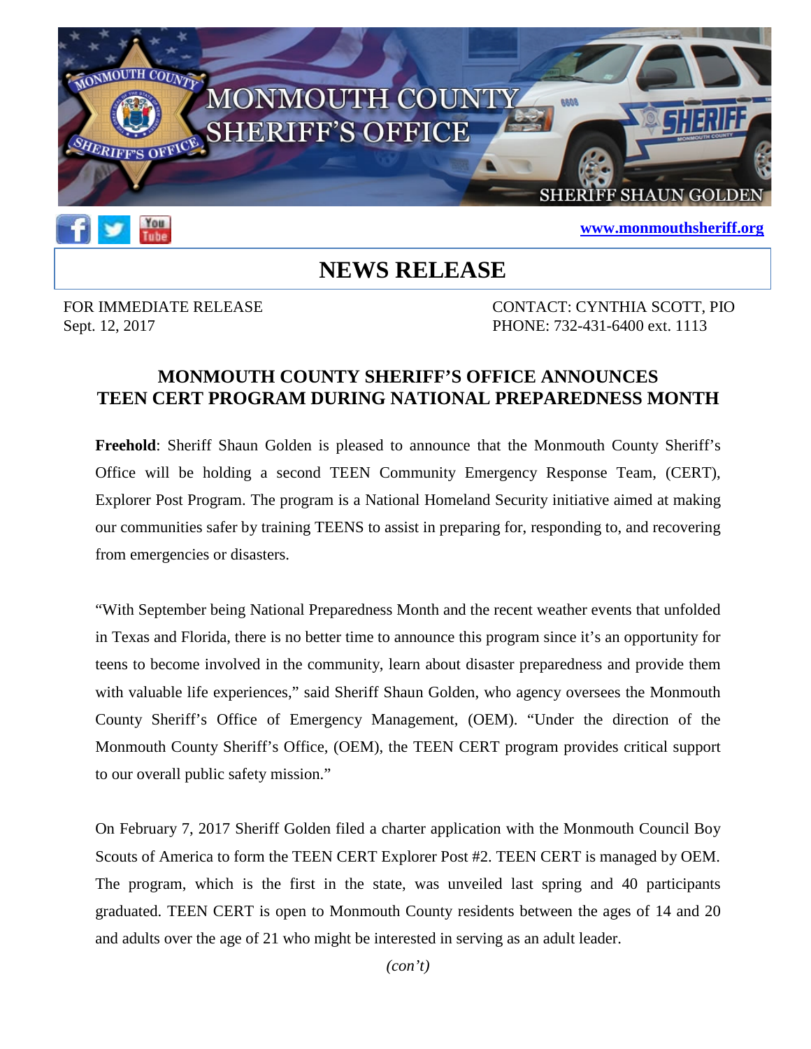MONMOUTH COUNTY SHERIFF'S OFFICE

SHERIFF SHAUN GOLDEN

www.monmouthsheriff.org

# NEWS RELEASE

FOR IMMEDIATE RELEASE
Sept. 12, 2017

CONTACT: CYNTHIA SCOTT, PIO
PHONE: 732-431-6400 ext. 1113

## MONMOUTH COUNTY SHERIFF'S OFFICE ANNOUNCES TEEN CERT PROGRAM DURING NATIONAL PREPAREDNESS MONTH

**Freehold**: Sheriff Shaun Golden is pleased to announce that the Monmouth County Sheriff's Office will be holding a second TEEN Community Emergency Response Team, (CERT), Explorer Post Program. The program is a National Homeland Security initiative aimed at making our communities safer by training TEENS to assist in preparing for, responding to, and recovering from emergencies or disasters.

"With September being National Preparedness Month and the recent weather events that unfolded in Texas and Florida, there is no better time to announce this program since it's an opportunity for teens to become involved in the community, learn about disaster preparedness and provide them with valuable life experiences," said Sheriff Shaun Golden, who agency oversees the Monmouth County Sheriff's Office of Emergency Management, (OEM). "Under the direction of the Monmouth County Sheriff's Office, (OEM), the TEEN CERT program provides critical support to our overall public safety mission."

On February 7, 2017 Sheriff Golden filed a charter application with the Monmouth Council Boy Scouts of America to form the TEEN CERT Explorer Post #2. TEEN CERT is managed by OEM. The program, which is the first in the state, was unveiled last spring and 40 participants graduated. TEEN CERT is open to Monmouth County residents between the ages of 14 and 20 and adults over the age of 21 who might be interested in serving as an adult leader.

*(con't)*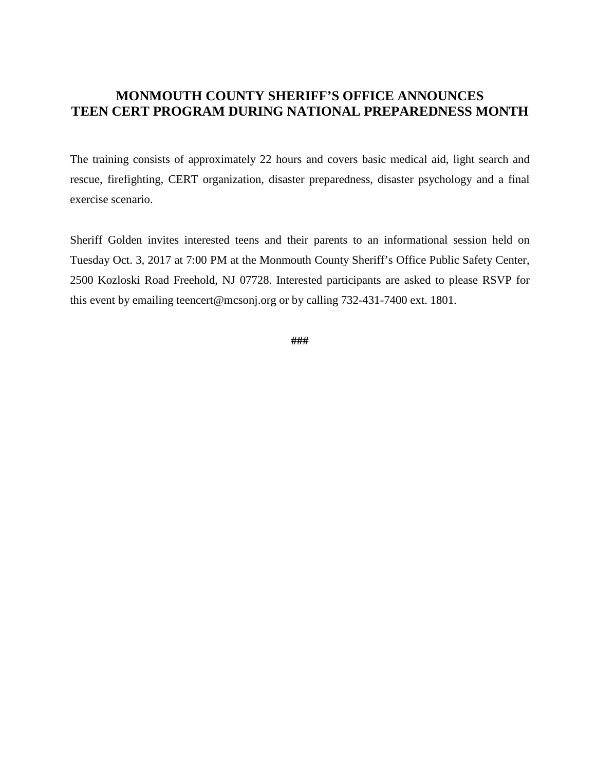## MONMOUTH COUNTY SHERIFF'S OFFICE ANNOUNCES TEEN CERT PROGRAM DURING NATIONAL PREPAREDNESS MONTH

The training consists of approximately 22 hours and covers basic medical aid, light search and rescue, firefighting, CERT organization, disaster preparedness, disaster psychology and a final exercise scenario.

Sheriff Golden invites interested teens and their parents to an informational session held on Tuesday Oct. 3, 2017 at 7:00 PM at the Monmouth County Sheriff's Office Public Safety Center, 2500 Kozloski Road Freehold, NJ 07728. Interested participants are asked to please RSVP for this event by emailing teencert@mcsonj.org or by calling 732-431-7400 ext. 1801.

**###**